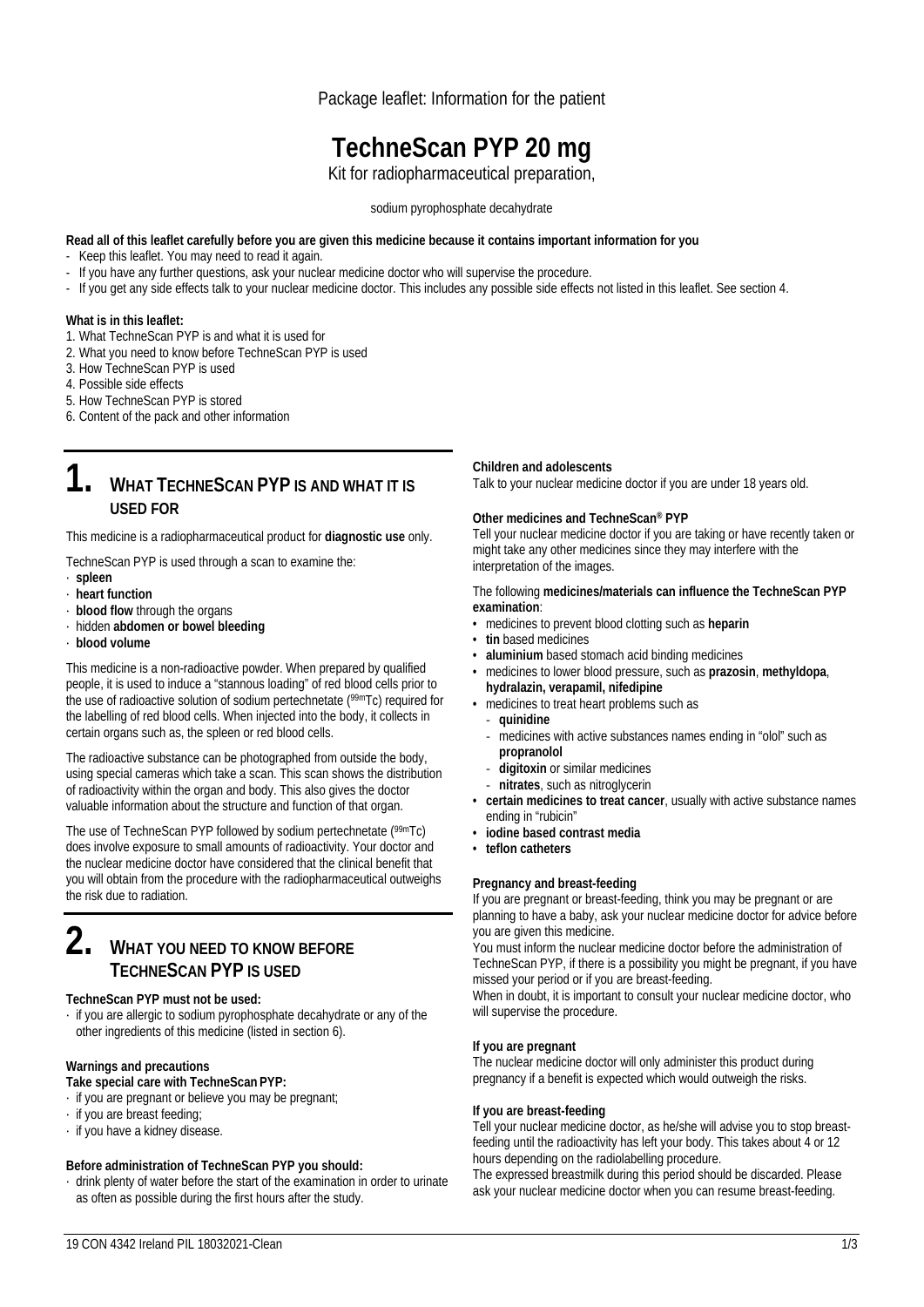Package leaflet: Information for the patient

# TechneScan PYP 20 mg

Kit for radiopharmaceutical preparation,

sodium pyrophosphate decahydrate

**Read all of this leaflet carefully before you are given this medicine because it contains important information for you**

- Keep this leaflet. You may need to read it again.
- If you have any further questions, ask your nuclear medicine doctor who will supervise the procedure.
- If you get any side effects talk to your nuclear medicine doctor. This includes any possible side effects not listed in this leaflet. See section 4.

**What is in this leaflet:**

1. What TechneScan PYP is and what it is used for
2. What you need to know before TechneScan PYP is used
3. How TechneScan PYP is used
4. Possible side effects
5. How TechneScan PYP is stored
6. Content of the pack and other information

## 1. WHAT TECHNESCAN PYP IS AND WHAT IT IS USED FOR

This medicine is a radiopharmaceutical product for **diagnostic use** only.

TechneScan PYP is used through a scan to examine the:

- **spleen**
- **heart function**
- **blood flow** through the organs
- hidden **abdomen or bowel bleeding**
- **blood volume**

This medicine is a non-radioactive powder. When prepared by qualified people, it is used to induce a "stannous loading" of red blood cells prior to the use of radioactive solution of sodium pertechnetate ($^{99m}$Tc) required for the labelling of red blood cells. When injected into the body, it collects in certain organs such as, the spleen or red blood cells.

The radioactive substance can be photographed from outside the body, using special cameras which take a scan. This scan shows the distribution of radioactivity within the organ and body. This also gives the doctor valuable information about the structure and function of that organ.

The use of TechneScan PYP followed by sodium pertechnetate ($^{99m}$Tc) does involve exposure to small amounts of radioactivity. Your doctor and the nuclear medicine doctor have considered that the clinical benefit that you will obtain from the procedure with the radiopharmaceutical outweighs the risk due to radiation.

## 2. WHAT YOU NEED TO KNOW BEFORE TECHNESCAN PYP IS USED

**TechneScan PYP must not be used:**

- if you are allergic to sodium pyrophosphate decahydrate or any of the other ingredients of this medicine (listed in section 6).

**Warnings and precautions**

**Take special care with TechneScan PYP:**

- if you are pregnant or believe you may be pregnant;
- if you are breast feeding;
- if you have a kidney disease.

**Before administration of TechneScan PYP you should:**

- drink plenty of water before the start of the examination in order to urinate as often as possible during the first hours after the study.

**Children and adolescents**

Talk to your nuclear medicine doctor if you are under 18 years old.

**Other medicines and TechneScan® PYP**

Tell your nuclear medicine doctor if you are taking or have recently taken or might take any other medicines since they may interfere with the interpretation of the images.

The following **medicines/materials can influence the TechneScan PYP examination**:

- medicines to prevent blood clotting such as **heparin**
- **tin** based medicines
- **aluminium** based stomach acid binding medicines
- medicines to lower blood pressure, such as **prazosin**, **methyldopa**, **hydralazin, verapamil, nifedipine**
- medicines to treat heart problems such as
  - **quinidine**
  - medicines with active substances names ending in "olol" such as **propranolol**
  - **digitoxin** or similar medicines
  - **nitrates**, such as nitroglycerin
- **certain medicines to treat cancer**, usually with active substance names ending in "rubicin"
- **iodine based contrast media**
- **teflon catheters**

**Pregnancy and breast-feeding**

If you are pregnant or breast-feeding, think you may be pregnant or are planning to have a baby, ask your nuclear medicine doctor for advice before you are given this medicine.

You must inform the nuclear medicine doctor before the administration of TechneScan PYP, if there is a possibility you might be pregnant, if you have missed your period or if you are breast-feeding.

When in doubt, it is important to consult your nuclear medicine doctor, who will supervise the procedure.

**If you are pregnant**

The nuclear medicine doctor will only administer this product during pregnancy if a benefit is expected which would outweigh the risks.

**If you are breast-feeding**

Tell your nuclear medicine doctor, as he/she will advise you to stop breast-feeding until the radioactivity has left your body. This takes about 4 or 12 hours depending on the radiolabelling procedure.

The expressed breastmilk during this period should be discarded. Please ask your nuclear medicine doctor when you can resume breast-feeding.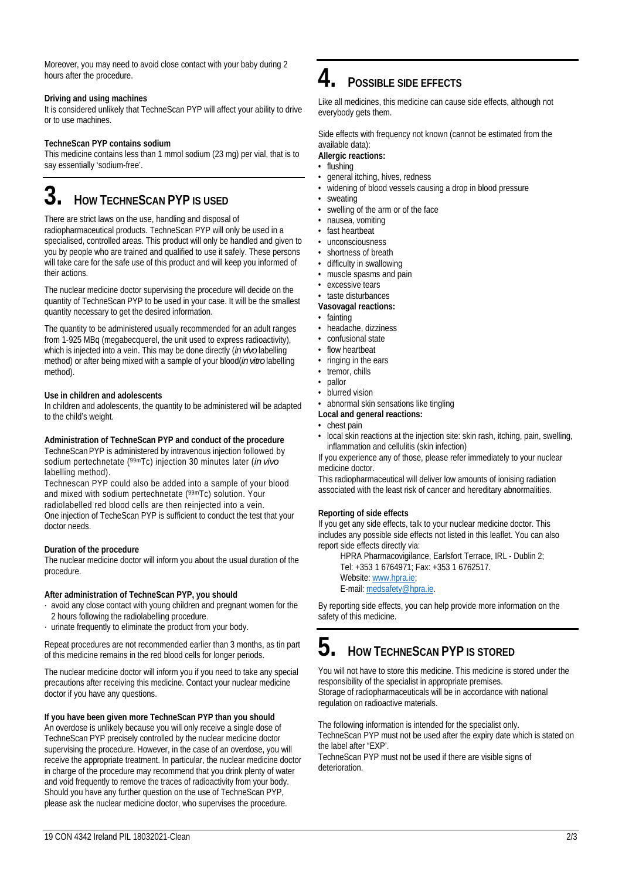Moreover, you may need to avoid close contact with your baby during 2 hours after the procedure.

**Driving and using machines**

It is considered unlikely that TechneScan PYP will affect your ability to drive or to use machines.

**TechneScan PYP contains sodium**

This medicine contains less than 1 mmol sodium (23 mg) per vial, that is to say essentially 'sodium-free'.

# 3. HOW TECHNESCAN PYP IS USED

There are strict laws on the use, handling and disposal of radiopharmaceutical products. TechneScan PYP will only be used in a specialised, controlled areas. This product will only be handled and given to you by people who are trained and qualified to use it safely. These persons will take care for the safe use of this product and will keep you informed of their actions.

The nuclear medicine doctor supervising the procedure will decide on the quantity of TechneScan PYP to be used in your case. It will be the smallest quantity necessary to get the desired information.

The quantity to be administered usually recommended for an adult ranges from 1-925 MBq (megabecquerel, the unit used to express radioactivity), which is injected into a vein. This may be done directly (*in vivo* labelling method) or after being mixed with a sample of your blood(*in vitro* labelling method).

**Use in children and adolescents**

In children and adolescents, the quantity to be administered will be adapted to the child's weight.

**Administration of TechneScan PYP and conduct of the procedure**

TechneScan PYP is administered by intravenous injection followed by sodium pertechnetate ($^{99m}$Tc) injection 30 minutes later (*in vivo* labelling method).

Technescan PYP could also be added into a sample of your blood and mixed with sodium pertechnetate ($^{99m}$Tc) solution. Your radiolabelled red blood cells are then reinjected into a vein.

One injection of TecheScan PYP is sufficient to conduct the test that your doctor needs.

**Duration of the procedure**

The nuclear medicine doctor will inform you about the usual duration of the procedure.

**After administration of TechneScan PYP, you should**

- avoid any close contact with young children and pregnant women for the 2 hours following the radiolabelling procedure.
- urinate frequently to eliminate the product from your body.

Repeat procedures are not recommended earlier than 3 months, as tin part of this medicine remains in the red blood cells for longer periods.

The nuclear medicine doctor will inform you if you need to take any special precautions after receiving this medicine. Contact your nuclear medicine doctor if you have any questions.

**If you have been given more TechneScan PYP than you should**

An overdose is unlikely because you will only receive a single dose of TechneScan PYP precisely controlled by the nuclear medicine doctor supervising the procedure. However, in the case of an overdose, you will receive the appropriate treatment. In particular, the nuclear medicine doctor in charge of the procedure may recommend that you drink plenty of water and void frequently to remove the traces of radioactivity from your body. Should you have any further question on the use of TechneScan PYP, please ask the nuclear medicine doctor, who supervises the procedure.

# 4. POSSIBLE SIDE EFFECTS

Like all medicines, this medicine can cause side effects, although not everybody gets them.

Side effects with frequency not known (cannot be estimated from the available data):

**Allergic reactions:**

- flushing
- general itching, hives, redness
- widening of blood vessels causing a drop in blood pressure
- sweating
- swelling of the arm or of the face
- nausea, vomiting
- fast heartbeat
- unconsciousness
- shortness of breath
- difficulty in swallowing
- muscle spasms and pain
- excessive tears
- taste disturbances

**Vasovagal reactions:**

- fainting
- headache, dizziness
- confusional state
- flow heartbeat
- ringing in the ears
- tremor, chills
- pallor
- blurred vision
- abnormal skin sensations like tingling

**Local and general reactions:**

- chest pain
- local skin reactions at the injection site: skin rash, itching, pain, swelling, inflammation and cellulitis (skin infection)

If you experience any of those, please refer immediately to your nuclear medicine doctor.

This radiopharmaceutical will deliver low amounts of ionising radiation associated with the least risk of cancer and hereditary abnormalities.

**Reporting of side effects**

If you get any side effects, talk to your nuclear medicine doctor. This includes any possible side effects not listed in this leaflet. You can also report side effects directly via:

HPRA Pharmacovigilance, Earlsfort Terrace, IRL - Dublin 2;
Tel: +353 1 6764971; Fax: +353 1 6762517.
Website: www.hpra.ie;
E-mail: medsafety@hpra.ie.

By reporting side effects, you can help provide more information on the safety of this medicine.

# 5. HOW TECHNESCAN PYP IS STORED

You will not have to store this medicine. This medicine is stored under the responsibility of the specialist in appropriate premises.

Storage of radiopharmaceuticals will be in accordance with national regulation on radioactive materials.

The following information is intended for the specialist only.

TechneScan PYP must not be used after the expiry date which is stated on the label after "EXP".

TechneScan PYP must not be used if there are visible signs of deterioration.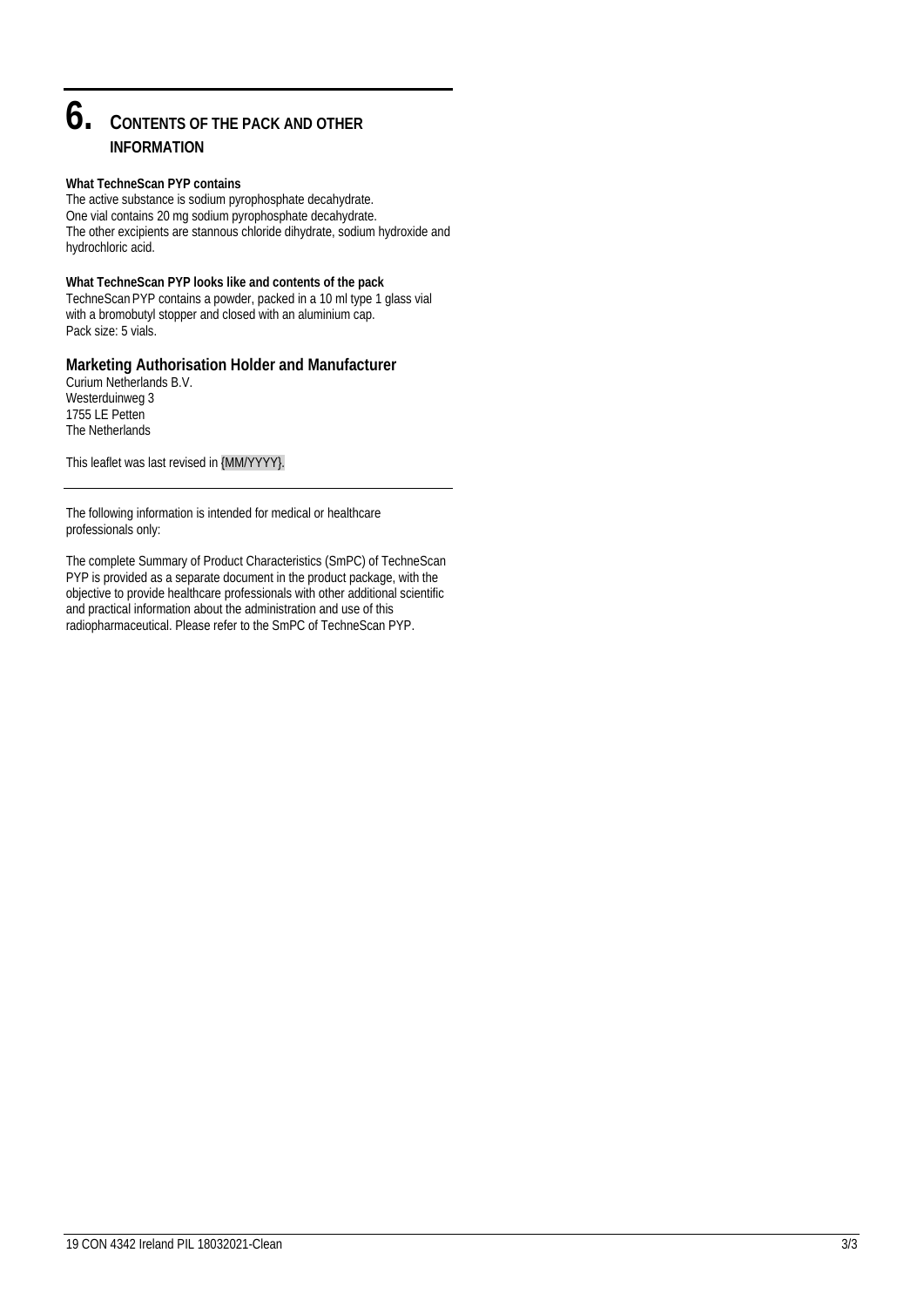# 6. CONTENTS OF THE PACK AND OTHER INFORMATION

**What TechneScan PYP contains**

The active substance is sodium pyrophosphate decahydrate.
One vial contains 20 mg sodium pyrophosphate decahydrate.
The other excipients are stannous chloride dihydrate, sodium hydroxide and hydrochloric acid.

**What TechneScan PYP looks like and contents of the pack**

TechneScan PYP contains a powder, packed in a 10 ml type 1 glass vial with a bromobutyl stopper and closed with an aluminium cap.
Pack size: 5 vials.

## Marketing Authorisation Holder and Manufacturer

Curium Netherlands B.V.
Westerduinweg 3
1755 LE Petten
The Netherlands

This leaflet was last revised in {MM/YYYY}.

---

The following information is intended for medical or healthcare professionals only:

The complete Summary of Product Characteristics (SmPC) of TechneScan PYP is provided as a separate document in the product package, with the objective to provide healthcare professionals with other additional scientific and practical information about the administration and use of this radiopharmaceutical. Please refer to the SmPC of TechneScan PYP.